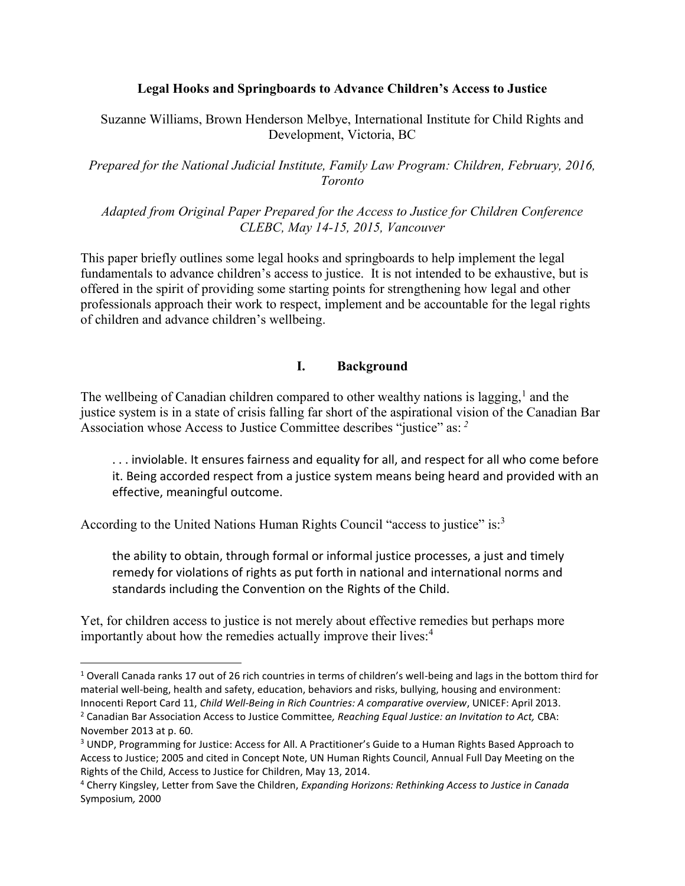# Legal Hooks and Springboards to Advance Children's Access to Justice

Suzanne Williams, Brown Henderson Melbye, International Institute for Child Rights and Development, Victoria, BC

*Prepared for the National Judicial Institute, Family Law Program: Children, February, 2016, Toronto*

*Adapted from Original Paper Prepared for the Access to Justice for Children Conference CLEBC, May 14-15, 2015, Vancouver*

This paper briefly outlines some legal hooks and springboards to help implement the legal fundamentals to advance children's access to justice. It is not intended to be exhaustive, but is offered in the spirit of providing some starting points for strengthening how legal and other professionals approach their work to respect, implement and be accountable for the legal rights of children and advance children's wellbeing.

## I. Background

The wellbeing of Canadian children compared to other wealthy nations is lagging,[1] and the justice system is in a state of crisis falling far short of the aspirational vision of the Canadian Bar Association whose Access to Justice Committee describes "justice" as: [2]

> . . . inviolable. It ensures fairness and equality for all, and respect for all who come before it. Being accorded respect from a justice system means being heard and provided with an effective, meaningful outcome.

According to the United Nations Human Rights Council "access to justice" is:[3]

> the ability to obtain, through formal or informal justice processes, a just and timely remedy for violations of rights as put forth in national and international norms and standards including the Convention on the Rights of the Child.

Yet, for children access to justice is not merely about effective remedies but perhaps more importantly about how the remedies actually improve their lives:[4]

---

[1] Overall Canada ranks 17 out of 26 rich countries in terms of children's well-being and lags in the bottom third for material well-being, health and safety, education, behaviors and risks, bullying, housing and environment: Innocenti Report Card 11, *Child Well-Being in Rich Countries: A comparative overview*, UNICEF: April 2013.

[2] Canadian Bar Association Access to Justice Committee*, Reaching Equal Justice: an Invitation to Act,* CBA: November 2013 at p. 60.

[3] UNDP, Programming for Justice: Access for All. A Practitioner's Guide to a Human Rights Based Approach to Access to Justice; 2005 and cited in Concept Note, UN Human Rights Council, Annual Full Day Meeting on the Rights of the Child, Access to Justice for Children, May 13, 2014.

[4] Cherry Kingsley, Letter from Save the Children, *Expanding Horizons: Rethinking Access to Justice in Canada* Symposium*,* 2000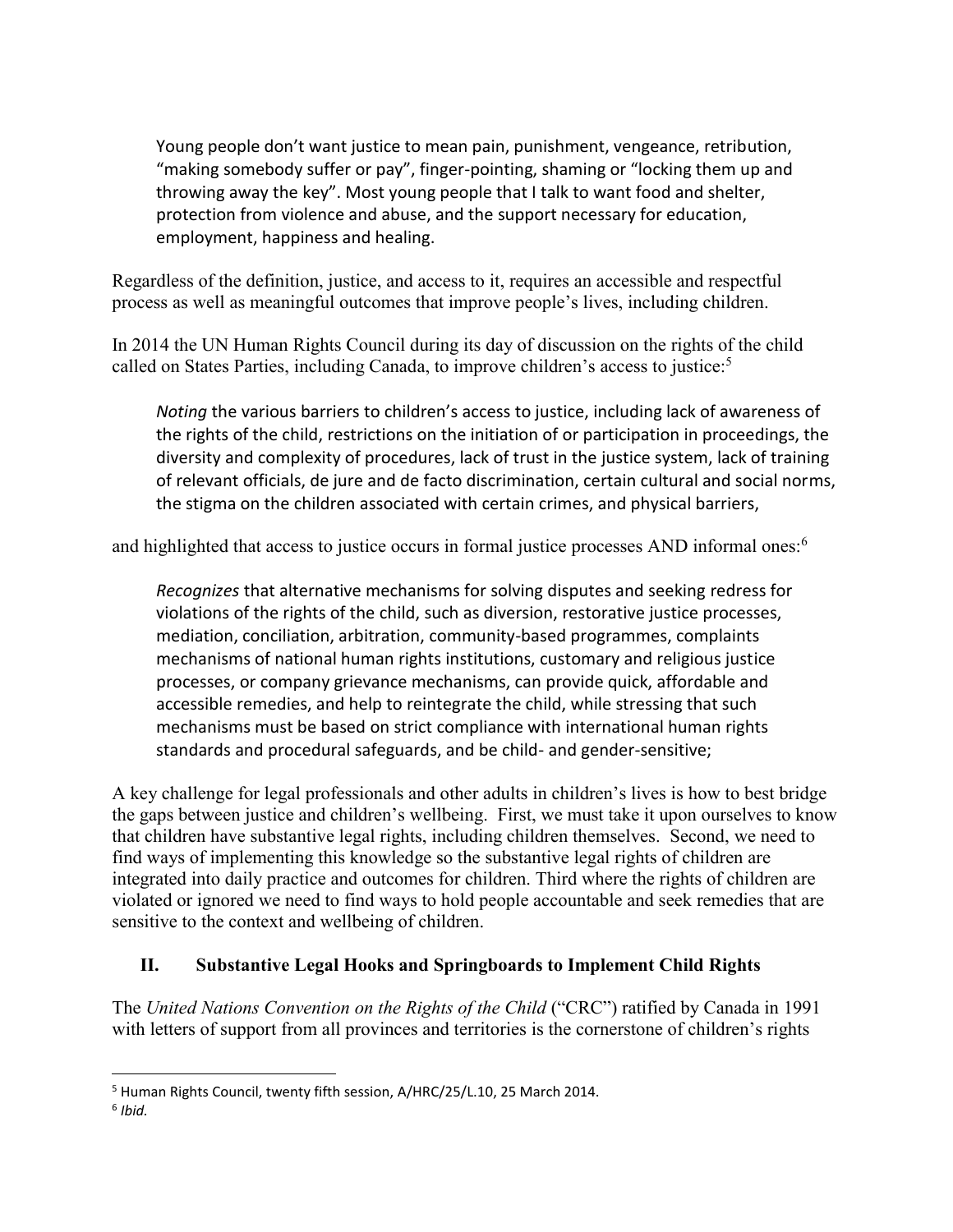> Young people don't want justice to mean pain, punishment, vengeance, retribution, "making somebody suffer or pay", finger-pointing, shaming or "locking them up and throwing away the key". Most young people that I talk to want food and shelter, protection from violence and abuse, and the support necessary for education, employment, happiness and healing.

Regardless of the definition, justice, and access to it, requires an accessible and respectful process as well as meaningful outcomes that improve people's lives, including children.

In 2014 the UN Human Rights Council during its day of discussion on the rights of the child called on States Parties, including Canada, to improve children's access to justice:[5]

> *Noting* the various barriers to children's access to justice, including lack of awareness of the rights of the child, restrictions on the initiation of or participation in proceedings, the diversity and complexity of procedures, lack of trust in the justice system, lack of training of relevant officials, de jure and de facto discrimination, certain cultural and social norms, the stigma on the children associated with certain crimes, and physical barriers,

and highlighted that access to justice occurs in formal justice processes AND informal ones:[6]

> *Recognizes* that alternative mechanisms for solving disputes and seeking redress for violations of the rights of the child, such as diversion, restorative justice processes, mediation, conciliation, arbitration, community-based programmes, complaints mechanisms of national human rights institutions, customary and religious justice processes, or company grievance mechanisms, can provide quick, affordable and accessible remedies, and help to reintegrate the child, while stressing that such mechanisms must be based on strict compliance with international human rights standards and procedural safeguards, and be child- and gender-sensitive;

A key challenge for legal professionals and other adults in children's lives is how to best bridge the gaps between justice and children's wellbeing. First, we must take it upon ourselves to know that children have substantive legal rights, including children themselves. Second, we need to find ways of implementing this knowledge so the substantive legal rights of children are integrated into daily practice and outcomes for children. Third where the rights of children are violated or ignored we need to find ways to hold people accountable and seek remedies that are sensitive to the context and wellbeing of children.

## II. Substantive Legal Hooks and Springboards to Implement Child Rights

The *United Nations Convention on the Rights of the Child* ("CRC") ratified by Canada in 1991 with letters of support from all provinces and territories is the cornerstone of children's rights

---

[5] Human Rights Council, twenty fifth session, A/HRC/25/L.10, 25 March 2014.

[6] *Ibid.*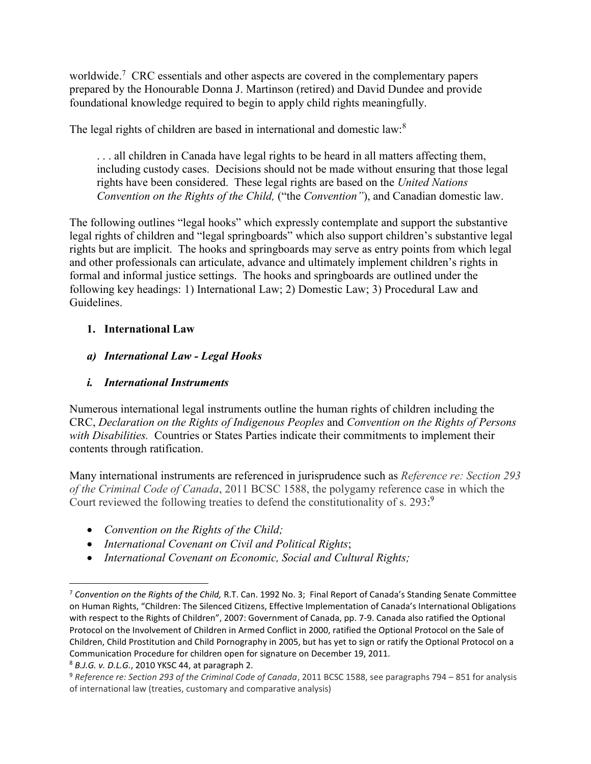worldwide.[7] CRC essentials and other aspects are covered in the complementary papers prepared by the Honourable Donna J. Martinson (retired) and David Dundee and provide foundational knowledge required to begin to apply child rights meaningfully.

The legal rights of children are based in international and domestic law:[8]

> . . . all children in Canada have legal rights to be heard in all matters affecting them, including custody cases. Decisions should not be made without ensuring that those legal rights have been considered. These legal rights are based on the *United Nations Convention on the Rights of the Child,* ("the *Convention"*), and Canadian domestic law.

The following outlines "legal hooks" which expressly contemplate and support the substantive legal rights of children and "legal springboards" which also support children's substantive legal rights but are implicit. The hooks and springboards may serve as entry points from which legal and other professionals can articulate, advance and ultimately implement children's rights in formal and informal justice settings. The hooks and springboards are outlined under the following key headings: 1) International Law; 2) Domestic Law; 3) Procedural Law and Guidelines.

## 1. International Law

### *a) International Law - Legal Hooks*

#### *i. International Instruments*

Numerous international legal instruments outline the human rights of children including the CRC, *Declaration on the Rights of Indigenous Peoples* and *Convention on the Rights of Persons with Disabilities.* Countries or States Parties indicate their commitments to implement their contents through ratification.

Many international instruments are referenced in jurisprudence such as *Reference re: Section 293 of the Criminal Code of Canada*, 2011 BCSC 1588, the polygamy reference case in which the Court reviewed the following treaties to defend the constitutionality of s. 293:[9]

- *Convention on the Rights of the Child;*
- *International Covenant on Civil and Political Rights*;
- *International Covenant on Economic, Social and Cultural Rights;*

---

[7] *Convention on the Rights of the Child,* R.T. Can. 1992 No. 3; Final Report of Canada's Standing Senate Committee on Human Rights, "Children: The Silenced Citizens, Effective Implementation of Canada's International Obligations with respect to the Rights of Children", 2007: Government of Canada, pp. 7-9. Canada also ratified the Optional Protocol on the Involvement of Children in Armed Conflict in 2000, ratified the Optional Protocol on the Sale of Children, Child Prostitution and Child Pornography in 2005, but has yet to sign or ratify the Optional Protocol on a Communication Procedure for children open for signature on December 19, 2011.

[8] *B.J.G. v. D.L.G.*, 2010 YKSC 44, at paragraph 2.

[9] *Reference re: Section 293 of the Criminal Code of Canada*, 2011 BCSC 1588, see paragraphs 794 – 851 for analysis of international law (treaties, customary and comparative analysis)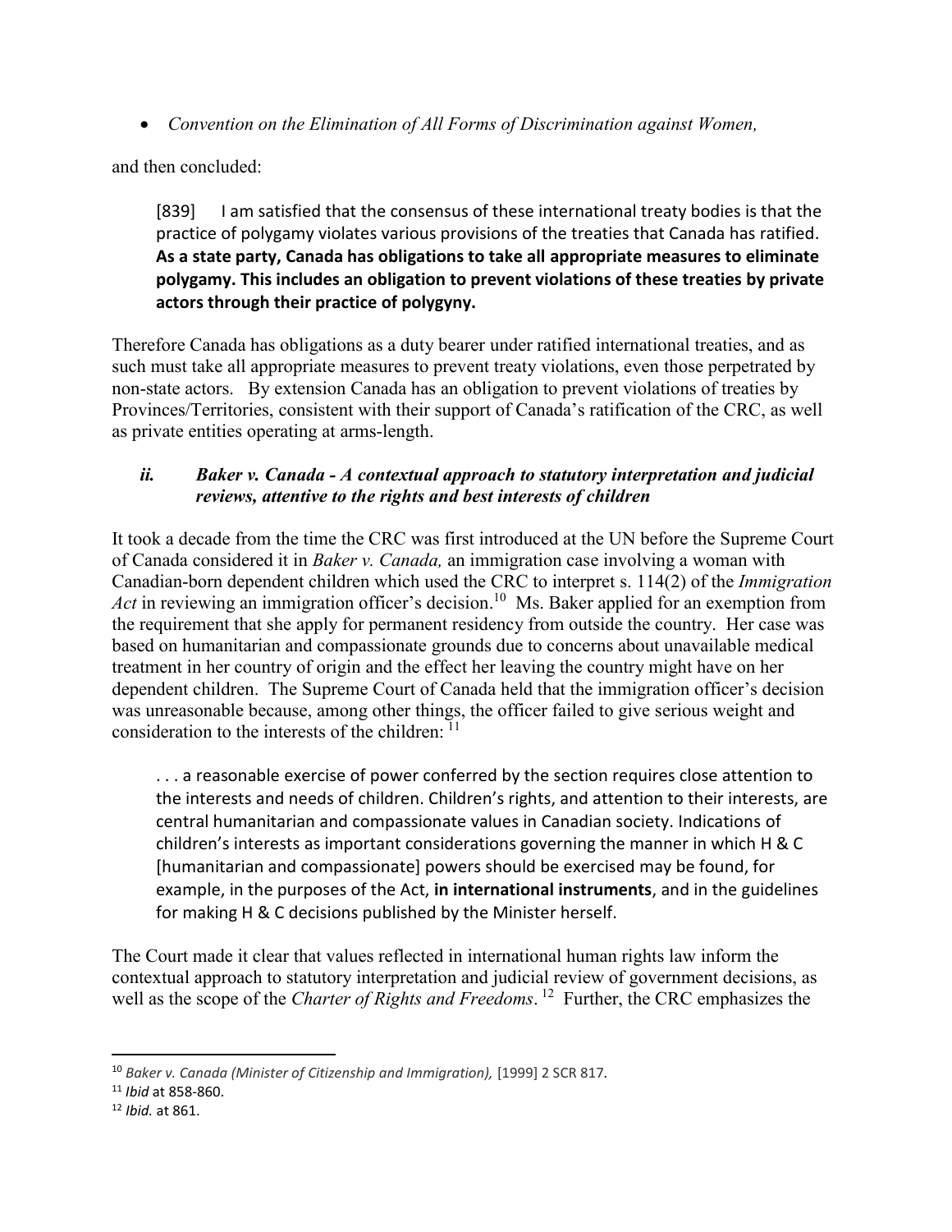- *Convention on the Elimination of All Forms of Discrimination against Women,*

and then concluded:

> [839] I am satisfied that the consensus of these international treaty bodies is that the practice of polygamy violates various provisions of the treaties that Canada has ratified. **As a state party, Canada has obligations to take all appropriate measures to eliminate polygamy. This includes an obligation to prevent violations of these treaties by private actors through their practice of polygyny.**

Therefore Canada has obligations as a duty bearer under ratified international treaties, and as such must take all appropriate measures to prevent treaty violations, even those perpetrated by non-state actors. By extension Canada has an obligation to prevent violations of treaties by Provinces/Territories, consistent with their support of Canada's ratification of the CRC, as well as private entities operating at arms-length.

### *ii. Baker v. Canada - A contextual approach to statutory interpretation and judicial reviews, attentive to the rights and best interests of children*

It took a decade from the time the CRC was first introduced at the UN before the Supreme Court of Canada considered it in *Baker v. Canada,* an immigration case involving a woman with Canadian-born dependent children which used the CRC to interpret s. 114(2) of the *Immigration Act* in reviewing an immigration officer's decision.[10] Ms. Baker applied for an exemption from the requirement that she apply for permanent residency from outside the country. Her case was based on humanitarian and compassionate grounds due to concerns about unavailable medical treatment in her country of origin and the effect her leaving the country might have on her dependent children. The Supreme Court of Canada held that the immigration officer's decision was unreasonable because, among other things, the officer failed to give serious weight and consideration to the interests of the children: [11]

> . . . a reasonable exercise of power conferred by the section requires close attention to the interests and needs of children. Children's rights, and attention to their interests, are central humanitarian and compassionate values in Canadian society. Indications of children's interests as important considerations governing the manner in which H & C [humanitarian and compassionate] powers should be exercised may be found, for example, in the purposes of the Act, **in international instruments**, and in the guidelines for making H & C decisions published by the Minister herself.

The Court made it clear that values reflected in international human rights law inform the contextual approach to statutory interpretation and judicial review of government decisions, as well as the scope of the *Charter of Rights and Freedoms*.[12] Further, the CRC emphasizes the

---

[10] *Baker v. Canada (Minister of Citizenship and Immigration),* [1999] 2 SCR 817.

[11] *Ibid* at 858-860.

[12] *Ibid.* at 861.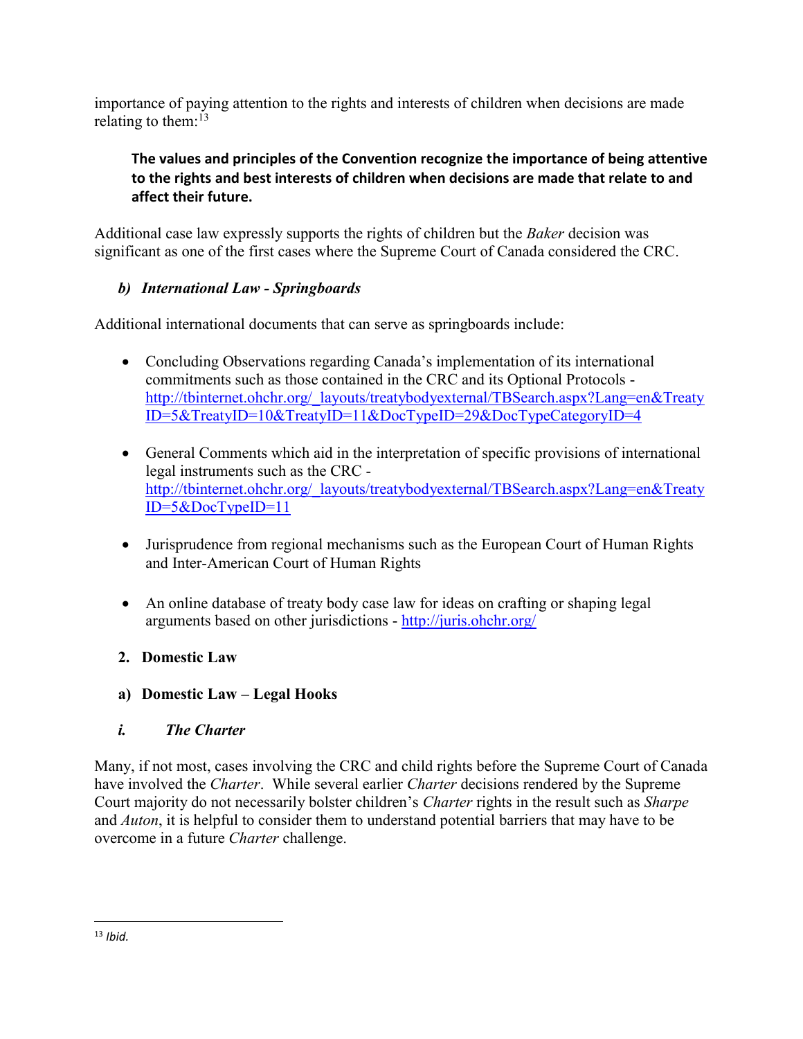importance of paying attention to the rights and interests of children when decisions are made relating to them:[13]

> **The values and principles of the Convention recognize the importance of being attentive to the rights and best interests of children when decisions are made that relate to and affect their future.**

Additional case law expressly supports the rights of children but the *Baker* decision was significant as one of the first cases where the Supreme Court of Canada considered the CRC.

### *b) International Law - Springboards*

Additional international documents that can serve as springboards include:

- Concluding Observations regarding Canada's implementation of its international commitments such as those contained in the CRC and its Optional Protocols - http://tbinternet.ohchr.org/_layouts/treatybodyexternal/TBSearch.aspx?Lang=en&TreatyID=5&TreatyID=10&TreatyID=11&DocTypeID=29&DocTypeCategoryID=4

- General Comments which aid in the interpretation of specific provisions of international legal instruments such as the CRC - http://tbinternet.ohchr.org/_layouts/treatybodyexternal/TBSearch.aspx?Lang=en&TreatyID=5&DocTypeID=11

- Jurisprudence from regional mechanisms such as the European Court of Human Rights and Inter-American Court of Human Rights

- An online database of treaty body case law for ideas on crafting or shaping legal arguments based on other jurisdictions - http://juris.ohchr.org/

## 2. Domestic Law

### a) Domestic Law – Legal Hooks

#### *i. The Charter*

Many, if not most, cases involving the CRC and child rights before the Supreme Court of Canada have involved the *Charter*. While several earlier *Charter* decisions rendered by the Supreme Court majority do not necessarily bolster children's *Charter* rights in the result such as *Sharpe* and *Auton*, it is helpful to consider them to understand potential barriers that may have to be overcome in a future *Charter* challenge.

---

[13] *Ibid.*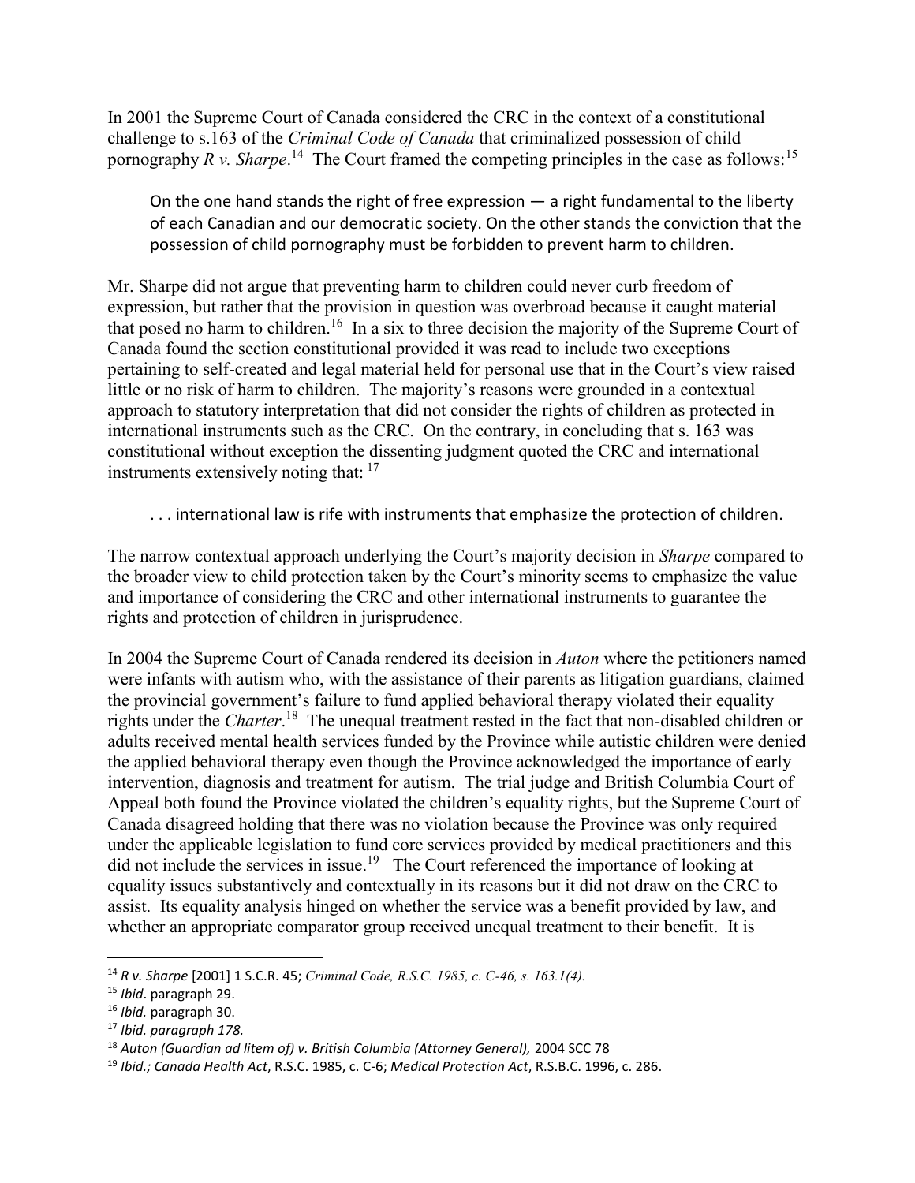In 2001 the Supreme Court of Canada considered the CRC in the context of a constitutional challenge to s.163 of the *Criminal Code of Canada* that criminalized possession of child pornography *R v. Sharpe*.[14] The Court framed the competing principles in the case as follows:[15]

> On the one hand stands the right of free expression — a right fundamental to the liberty of each Canadian and our democratic society. On the other stands the conviction that the possession of child pornography must be forbidden to prevent harm to children.

Mr. Sharpe did not argue that preventing harm to children could never curb freedom of expression, but rather that the provision in question was overbroad because it caught material that posed no harm to children.[16] In a six to three decision the majority of the Supreme Court of Canada found the section constitutional provided it was read to include two exceptions pertaining to self-created and legal material held for personal use that in the Court's view raised little or no risk of harm to children. The majority's reasons were grounded in a contextual approach to statutory interpretation that did not consider the rights of children as protected in international instruments such as the CRC. On the contrary, in concluding that s. 163 was constitutional without exception the dissenting judgment quoted the CRC and international instruments extensively noting that: [17]

> . . . international law is rife with instruments that emphasize the protection of children.

The narrow contextual approach underlying the Court's majority decision in *Sharpe* compared to the broader view to child protection taken by the Court's minority seems to emphasize the value and importance of considering the CRC and other international instruments to guarantee the rights and protection of children in jurisprudence.

In 2004 the Supreme Court of Canada rendered its decision in *Auton* where the petitioners named were infants with autism who, with the assistance of their parents as litigation guardians, claimed the provincial government's failure to fund applied behavioral therapy violated their equality rights under the *Charter*.[18] The unequal treatment rested in the fact that non-disabled children or adults received mental health services funded by the Province while autistic children were denied the applied behavioral therapy even though the Province acknowledged the importance of early intervention, diagnosis and treatment for autism. The trial judge and British Columbia Court of Appeal both found the Province violated the children's equality rights, but the Supreme Court of Canada disagreed holding that there was no violation because the Province was only required under the applicable legislation to fund core services provided by medical practitioners and this did not include the services in issue.[19] The Court referenced the importance of looking at equality issues substantively and contextually in its reasons but it did not draw on the CRC to assist. Its equality analysis hinged on whether the service was a benefit provided by law, and whether an appropriate comparator group received unequal treatment to their benefit. It is

---

[14] *R v. Sharpe* [2001] 1 S.C.R. 45; *Criminal Code, R.S.C. 1985, c. C-46, s. 163.1(4).*

[15] *Ibid*. paragraph 29.

[16] *Ibid.* paragraph 30.

[17] *Ibid. paragraph 178.*

[18] *Auton (Guardian ad litem of) v. British Columbia (Attorney General),* 2004 SCC 78

[19] *Ibid.; Canada Health Act*, R.S.C. 1985, c. C-6; *Medical Protection Act*, R.S.B.C. 1996, c. 286.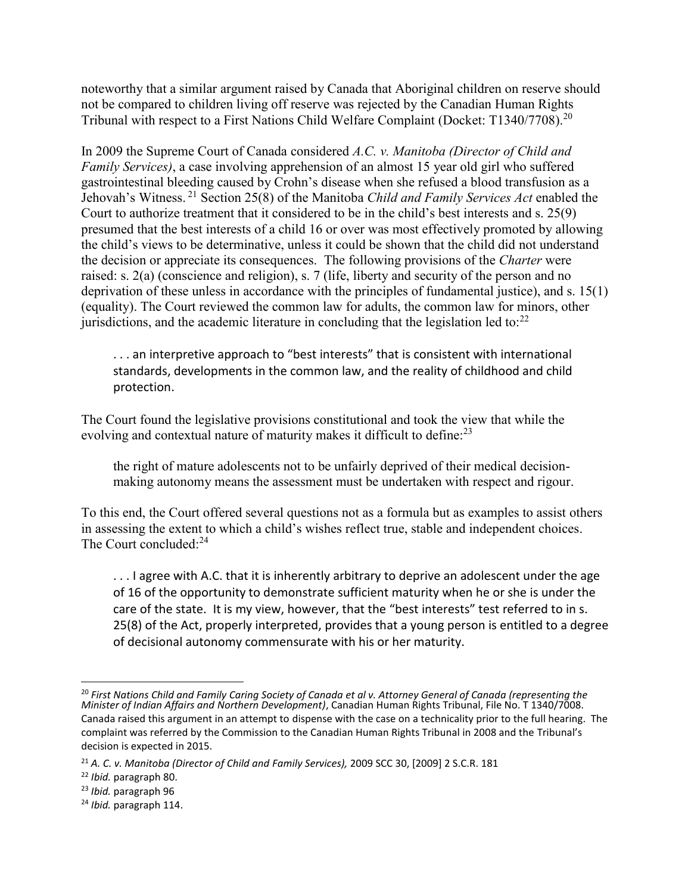noteworthy that a similar argument raised by Canada that Aboriginal children on reserve should not be compared to children living off reserve was rejected by the Canadian Human Rights Tribunal with respect to a First Nations Child Welfare Complaint (Docket: T1340/7708).[20]

In 2009 the Supreme Court of Canada considered *A.C. v. Manitoba (Director of Child and Family Services)*, a case involving apprehension of an almost 15 year old girl who suffered gastrointestinal bleeding caused by Crohn's disease when she refused a blood transfusion as a Jehovah's Witness.[21] Section 25(8) of the Manitoba *Child and Family Services Act* enabled the Court to authorize treatment that it considered to be in the child's best interests and s. 25(9) presumed that the best interests of a child 16 or over was most effectively promoted by allowing the child's views to be determinative, unless it could be shown that the child did not understand the decision or appreciate its consequences. The following provisions of the *Charter* were raised: s. 2(a) (conscience and religion), s. 7 (life, liberty and security of the person and no deprivation of these unless in accordance with the principles of fundamental justice), and s. 15(1) (equality). The Court reviewed the common law for adults, the common law for minors, other jurisdictions, and the academic literature in concluding that the legislation led to:[22]

> . . . an interpretive approach to "best interests" that is consistent with international standards, developments in the common law, and the reality of childhood and child protection.

The Court found the legislative provisions constitutional and took the view that while the evolving and contextual nature of maturity makes it difficult to define:[23]

> the right of mature adolescents not to be unfairly deprived of their medical decision-making autonomy means the assessment must be undertaken with respect and rigour.

To this end, the Court offered several questions not as a formula but as examples to assist others in assessing the extent to which a child's wishes reflect true, stable and independent choices. The Court concluded:[24]

> . . . I agree with A.C. that it is inherently arbitrary to deprive an adolescent under the age of 16 of the opportunity to demonstrate sufficient maturity when he or she is under the care of the state. It is my view, however, that the "best interests" test referred to in s. 25(8) of the Act, properly interpreted, provides that a young person is entitled to a degree of decisional autonomy commensurate with his or her maturity.

---

[20] *First Nations Child and Family Caring Society of Canada et al v. Attorney General of Canada (representing the Minister of Indian Affairs and Northern Development)*, Canadian Human Rights Tribunal, File No. T 1340/7008. Canada raised this argument in an attempt to dispense with the case on a technicality prior to the full hearing. The complaint was referred by the Commission to the Canadian Human Rights Tribunal in 2008 and the Tribunal's decision is expected in 2015.

[21] *A. C. v. Manitoba (Director of Child and Family Services),* 2009 SCC 30, [2009] 2 S.C.R. 181

[22] *Ibid.* paragraph 80.

[23] *Ibid.* paragraph 96

[24] *Ibid.* paragraph 114.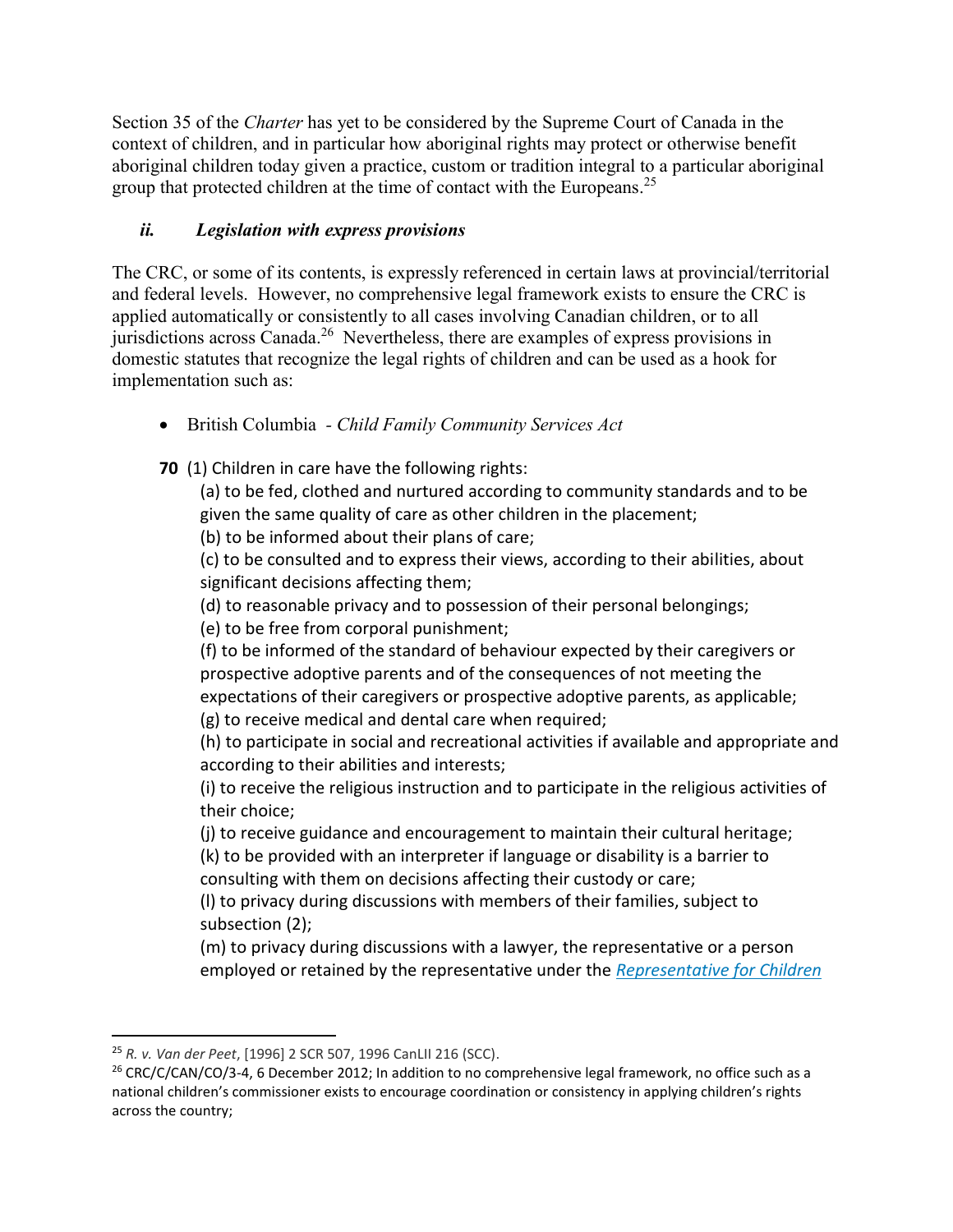Section 35 of the *Charter* has yet to be considered by the Supreme Court of Canada in the context of children, and in particular how aboriginal rights may protect or otherwise benefit aboriginal children today given a practice, custom or tradition integral to a particular aboriginal group that protected children at the time of contact with the Europeans.[25]

### *ii. Legislation with express provisions*

The CRC, or some of its contents, is expressly referenced in certain laws at provincial/territorial and federal levels. However, no comprehensive legal framework exists to ensure the CRC is applied automatically or consistently to all cases involving Canadian children, or to all jurisdictions across Canada.[26] Nevertheless, there are examples of express provisions in domestic statutes that recognize the legal rights of children and can be used as a hook for implementation such as:

- British Columbia - *Child Family Community Services Act*

**70** (1) Children in care have the following rights:

(a) to be fed, clothed and nurtured according to community standards and to be given the same quality of care as other children in the placement;
(b) to be informed about their plans of care;
(c) to be consulted and to express their views, according to their abilities, about significant decisions affecting them;
(d) to reasonable privacy and to possession of their personal belongings;
(e) to be free from corporal punishment;
(f) to be informed of the standard of behaviour expected by their caregivers or prospective adoptive parents and of the consequences of not meeting the expectations of their caregivers or prospective adoptive parents, as applicable;
(g) to receive medical and dental care when required;
(h) to participate in social and recreational activities if available and appropriate and according to their abilities and interests;
(i) to receive the religious instruction and to participate in the religious activities of their choice;
(j) to receive guidance and encouragement to maintain their cultural heritage;
(k) to be provided with an interpreter if language or disability is a barrier to consulting with them on decisions affecting their custody or care;
(l) to privacy during discussions with members of their families, subject to subsection (2);
(m) to privacy during discussions with a lawyer, the representative or a person employed or retained by the representative under the [Representative for Children

---

[25] *R. v. Van der Peet*, [1996] 2 SCR 507, 1996 CanLII 216 (SCC).

[26] CRC/C/CAN/CO/3-4, 6 December 2012; In addition to no comprehensive legal framework, no office such as a national children's commissioner exists to encourage coordination or consistency in applying children's rights across the country;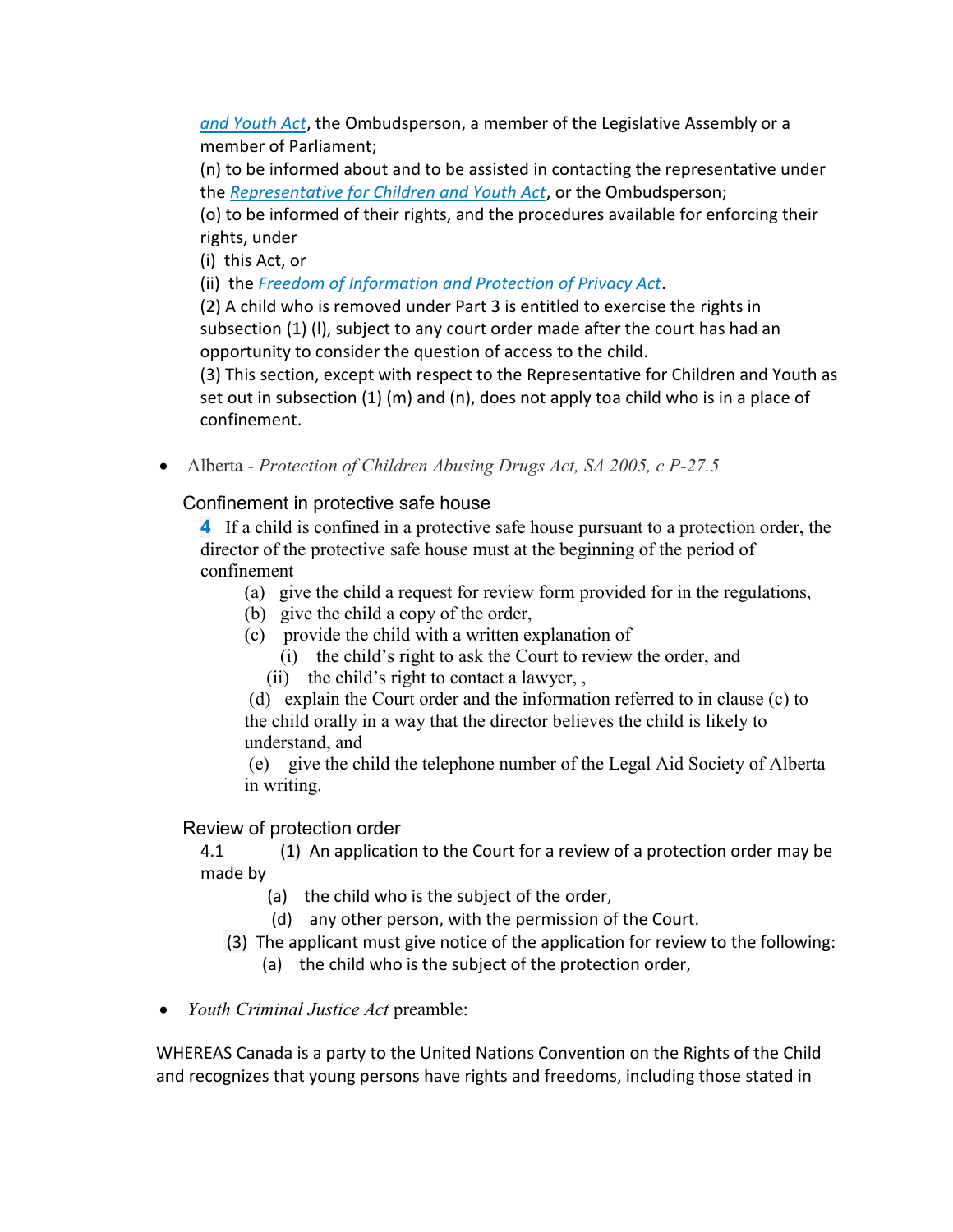*and Youth Act*, the Ombudsperson, a member of the Legislative Assembly or a member of Parliament;

(n) to be informed about and to be assisted in contacting the representative under the *Representative for Children and Youth Act*, or the Ombudsperson;

(o) to be informed of their rights, and the procedures available for enforcing their rights, under

(i) this Act, or

(ii) the *Freedom of Information and Protection of Privacy Act*.

(2) A child who is removed under Part 3 is entitled to exercise the rights in subsection (1) (l), subject to any court order made after the court has had an opportunity to consider the question of access to the child.

(3) This section, except with respect to the Representative for Children and Youth as set out in subsection (1) (m) and (n), does not apply toa child who is in a place of confinement.

- Alberta - *Protection of Children Abusing Drugs Act, SA 2005, c P-27.5*

### Confinement in protective safe house

**4** If a child is confined in a protective safe house pursuant to a protection order, the director of the protective safe house must at the beginning of the period of confinement

(a) give the child a request for review form provided for in the regulations,

(b) give the child a copy of the order,

(c) provide the child with a written explanation of

(i) the child's right to ask the Court to review the order, and

(ii) the child's right to contact a lawyer, ,

(d) explain the Court order and the information referred to in clause (c) to the child orally in a way that the director believes the child is likely to understand, and

(e) give the child the telephone number of the Legal Aid Society of Alberta in writing.

### Review of protection order

4.1 (1) An application to the Court for a review of a protection order may be made by

(a) the child who is the subject of the order,

(d) any other person, with the permission of the Court.

(3) The applicant must give notice of the application for review to the following:

(a) the child who is the subject of the protection order,

- *Youth Criminal Justice Act* preamble:

WHEREAS Canada is a party to the United Nations Convention on the Rights of the Child and recognizes that young persons have rights and freedoms, including those stated in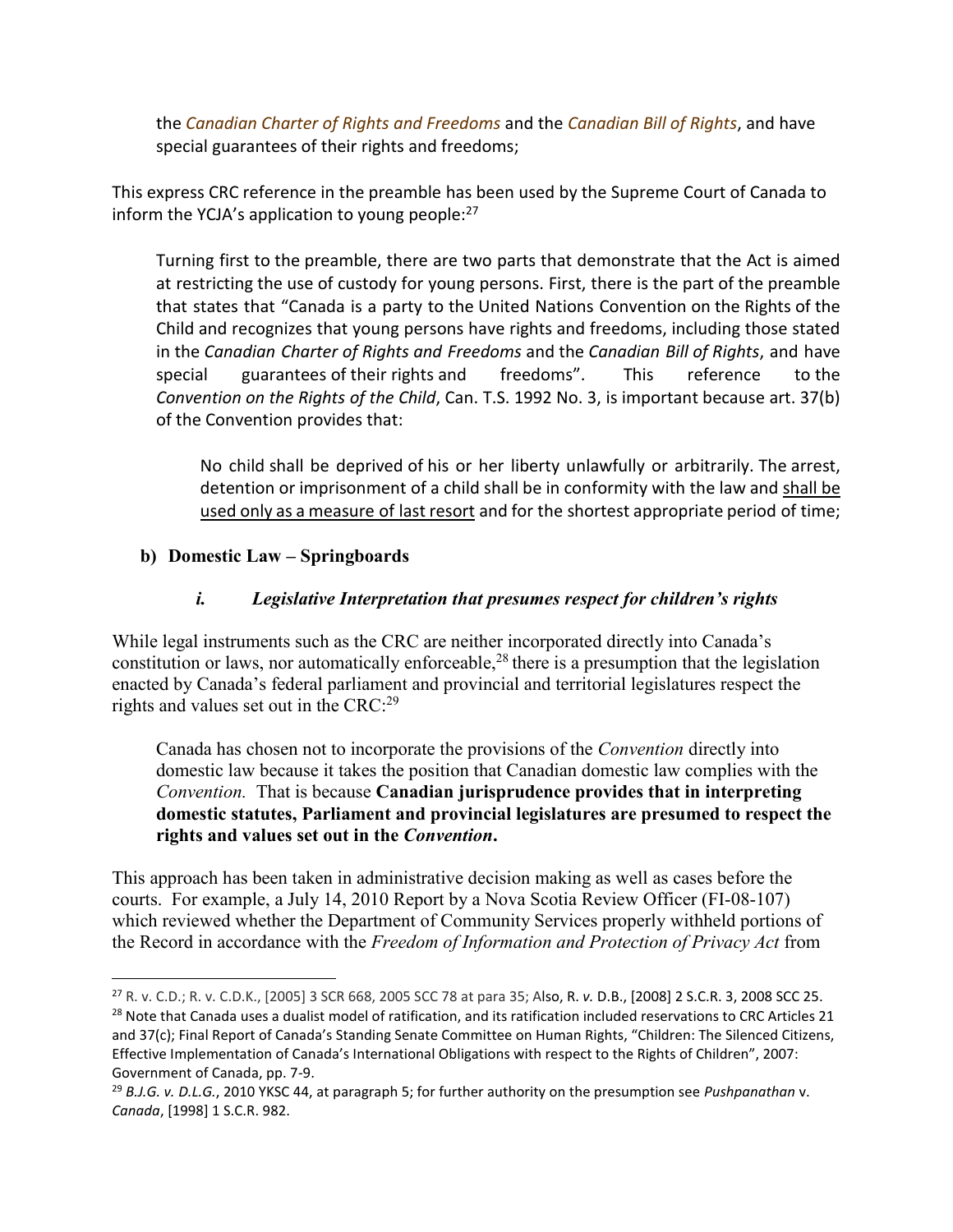the *Canadian Charter of Rights and Freedoms* and the *Canadian Bill of Rights*, and have special guarantees of their rights and freedoms;

This express CRC reference in the preamble has been used by the Supreme Court of Canada to inform the YCJA's application to young people:[27]

> Turning first to the preamble, there are two parts that demonstrate that the Act is aimed at restricting the use of custody for young persons. First, there is the part of the preamble that states that "Canada is a party to the United Nations Convention on the Rights of the Child and recognizes that young persons have rights and freedoms, including those stated in the *Canadian Charter of Rights and Freedoms* and the *Canadian Bill of Rights*, and have special guarantees of their rights and freedoms". This reference to the *Convention on the Rights of the Child*, Can. T.S. 1992 No. 3, is important because art. 37(b) of the Convention provides that:
>
> > No child shall be deprived of his or her liberty unlawfully or arbitrarily. The arrest, detention or imprisonment of a child shall be in conformity with the law and <u>shall be used only as a measure of last resort</u> and for the shortest appropriate period of time;

### b) Domestic Law – Springboards

#### *i. Legislative Interpretation that presumes respect for children's rights*

While legal instruments such as the CRC are neither incorporated directly into Canada's constitution or laws, nor automatically enforceable,[28] there is a presumption that the legislation enacted by Canada's federal parliament and provincial and territorial legislatures respect the rights and values set out in the CRC:[29]

> Canada has chosen not to incorporate the provisions of the *Convention* directly into domestic law because it takes the position that Canadian domestic law complies with the *Convention.* That is because **Canadian jurisprudence provides that in interpreting domestic statutes, Parliament and provincial legislatures are presumed to respect the rights and values set out in the *Convention*.**

This approach has been taken in administrative decision making as well as cases before the courts. For example, a July 14, 2010 Report by a Nova Scotia Review Officer (FI-08-107) which reviewed whether the Department of Community Services properly withheld portions of the Record in accordance with the *Freedom of Information and Protection of Privacy Act* from

---

[27] R. v. C.D.; R. v. C.D.K., [2005] 3 SCR 668, 2005 SCC 78 at para 35; Also, R. *v.* D.B., [2008] 2 S.C.R. 3, 2008 SCC 25.

[28] Note that Canada uses a dualist model of ratification, and its ratification included reservations to CRC Articles 21 and 37(c); Final Report of Canada's Standing Senate Committee on Human Rights, "Children: The Silenced Citizens, Effective Implementation of Canada's International Obligations with respect to the Rights of Children", 2007: Government of Canada, pp. 7-9.

[29] *B.J.G. v. D.L.G.*, 2010 YKSC 44, at paragraph 5; for further authority on the presumption see *Pushpanathan* v. *Canada*, [1998] 1 S.C.R. 982.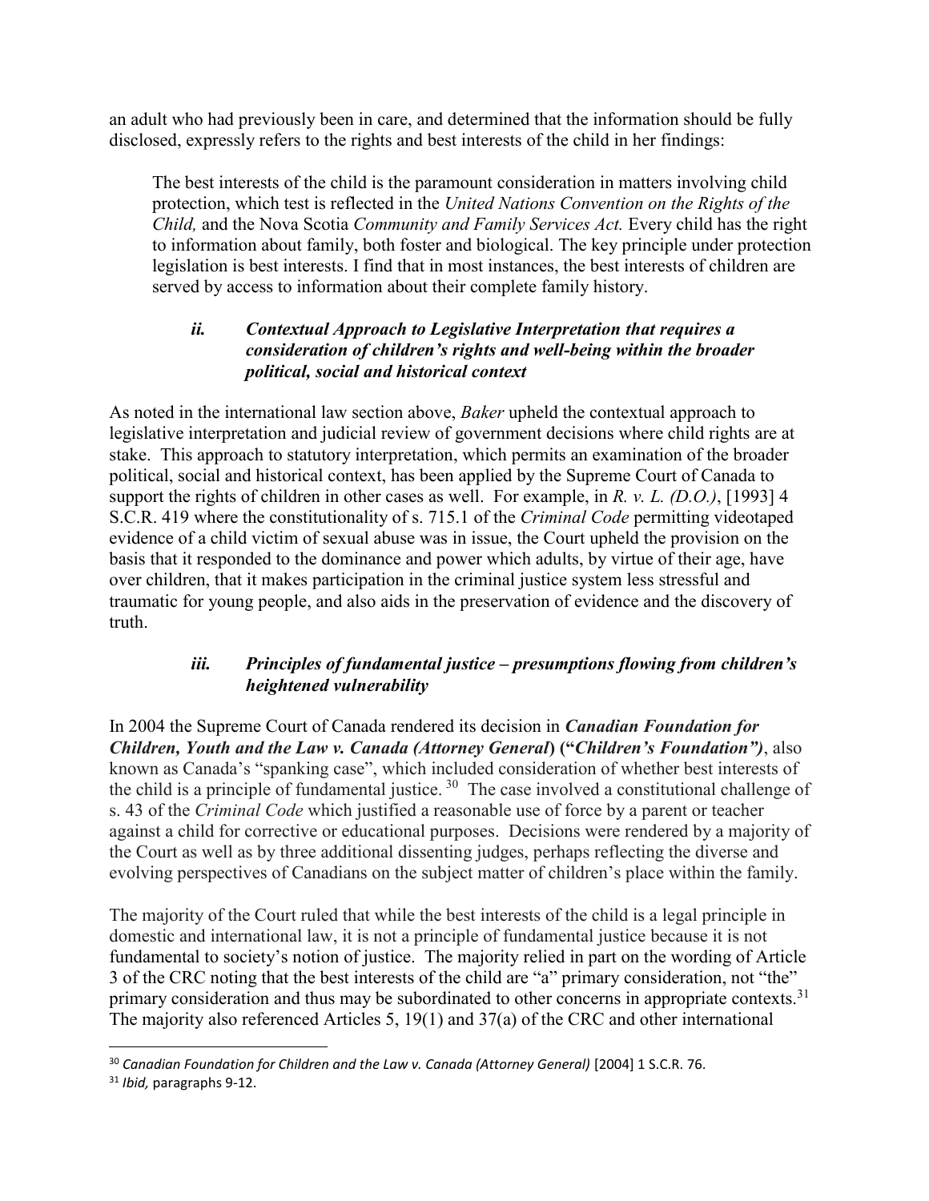an adult who had previously been in care, and determined that the information should be fully disclosed, expressly refers to the rights and best interests of the child in her findings:

> The best interests of the child is the paramount consideration in matters involving child protection, which test is reflected in the *United Nations Convention on the Rights of the Child,* and the Nova Scotia *Community and Family Services Act.* Every child has the right to information about family, both foster and biological. The key principle under protection legislation is best interests. I find that in most instances, the best interests of children are served by access to information about their complete family history.

### *ii. Contextual Approach to Legislative Interpretation that requires a consideration of children's rights and well-being within the broader political, social and historical context*

As noted in the international law section above, *Baker* upheld the contextual approach to legislative interpretation and judicial review of government decisions where child rights are at stake. This approach to statutory interpretation, which permits an examination of the broader political, social and historical context, has been applied by the Supreme Court of Canada to support the rights of children in other cases as well. For example, in *R. v. L. (D.O.)*, [1993] 4 S.C.R. 419 where the constitutionality of s. 715.1 of the *Criminal Code* permitting videotaped evidence of a child victim of sexual abuse was in issue, the Court upheld the provision on the basis that it responded to the dominance and power which adults, by virtue of their age, have over children, that it makes participation in the criminal justice system less stressful and traumatic for young people, and also aids in the preservation of evidence and the discovery of truth.

### *iii. Principles of fundamental justice – presumptions flowing from children's heightened vulnerability*

In 2004 the Supreme Court of Canada rendered its decision in ***Canadian Foundation for Children, Youth and the Law v. Canada (Attorney General) ("Children's Foundation")***, also known as Canada's "spanking case", which included consideration of whether best interests of the child is a principle of fundamental justice.[30] The case involved a constitutional challenge of s. 43 of the *Criminal Code* which justified a reasonable use of force by a parent or teacher against a child for corrective or educational purposes. Decisions were rendered by a majority of the Court as well as by three additional dissenting judges, perhaps reflecting the diverse and evolving perspectives of Canadians on the subject matter of children's place within the family.

The majority of the Court ruled that while the best interests of the child is a legal principle in domestic and international law, it is not a principle of fundamental justice because it is not fundamental to society's notion of justice. The majority relied in part on the wording of Article 3 of the CRC noting that the best interests of the child are "a" primary consideration, not "the" primary consideration and thus may be subordinated to other concerns in appropriate contexts.[31] The majority also referenced Articles 5, 19(1) and 37(a) of the CRC and other international

---

[30] *Canadian Foundation for Children and the Law v. Canada (Attorney General)* [2004] 1 S.C.R. 76.

[31] *Ibid,* paragraphs 9-12.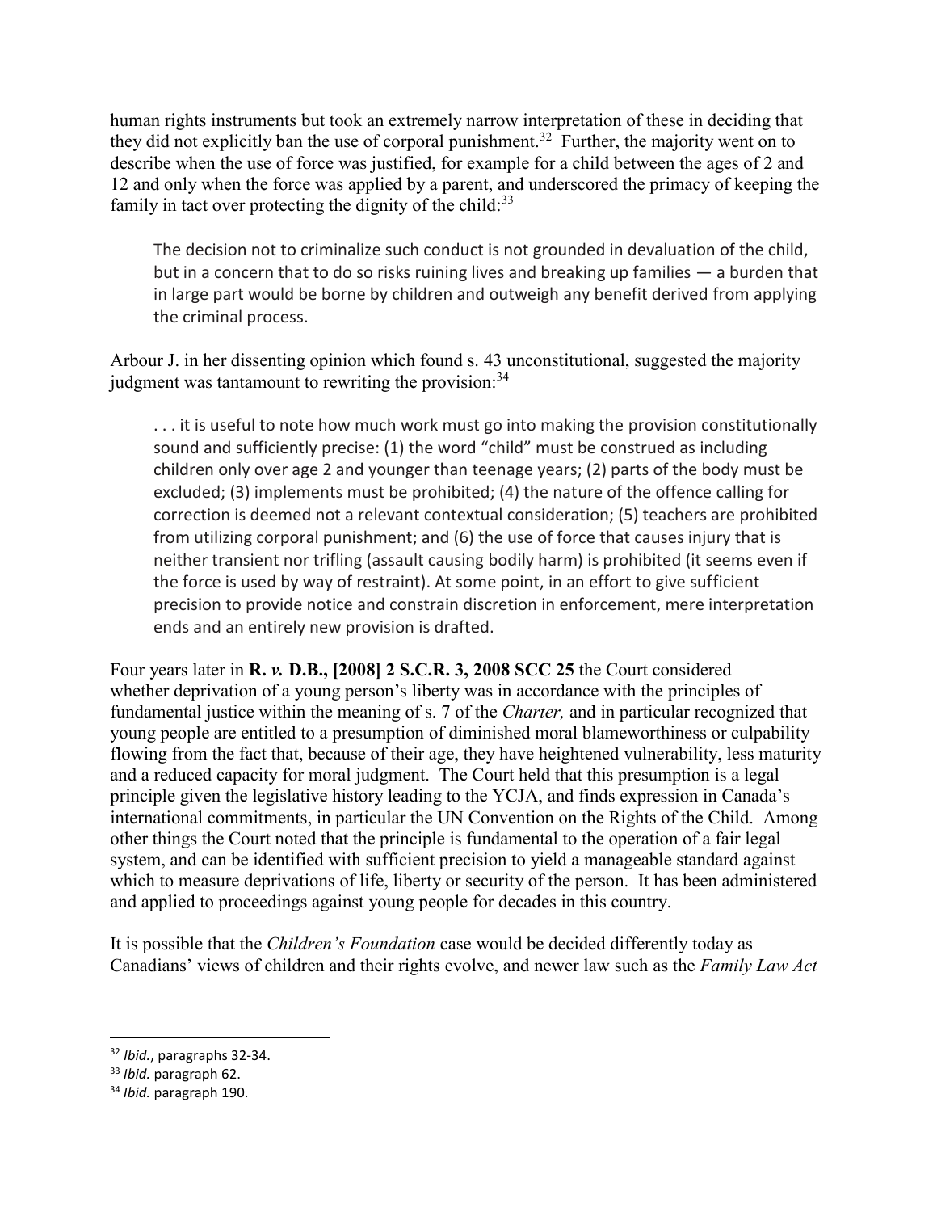human rights instruments but took an extremely narrow interpretation of these in deciding that they did not explicitly ban the use of corporal punishment.[32] Further, the majority went on to describe when the use of force was justified, for example for a child between the ages of 2 and 12 and only when the force was applied by a parent, and underscored the primacy of keeping the family in tact over protecting the dignity of the child:[33]

> The decision not to criminalize such conduct is not grounded in devaluation of the child, but in a concern that to do so risks ruining lives and breaking up families — a burden that in large part would be borne by children and outweigh any benefit derived from applying the criminal process.

Arbour J. in her dissenting opinion which found s. 43 unconstitutional, suggested the majority judgment was tantamount to rewriting the provision:[34]

> . . . it is useful to note how much work must go into making the provision constitutionally sound and sufficiently precise: (1) the word "child" must be construed as including children only over age 2 and younger than teenage years; (2) parts of the body must be excluded; (3) implements must be prohibited; (4) the nature of the offence calling for correction is deemed not a relevant contextual consideration; (5) teachers are prohibited from utilizing corporal punishment; and (6) the use of force that causes injury that is neither transient nor trifling (assault causing bodily harm) is prohibited (it seems even if the force is used by way of restraint). At some point, in an effort to give sufficient precision to provide notice and constrain discretion in enforcement, mere interpretation ends and an entirely new provision is drafted.

Four years later in **R. *v.* D.B., [2008] 2 S.C.R. 3, 2008 SCC 25** the Court considered whether deprivation of a young person's liberty was in accordance with the principles of fundamental justice within the meaning of s. 7 of the *Charter,* and in particular recognized that young people are entitled to a presumption of diminished moral blameworthiness or culpability flowing from the fact that, because of their age, they have heightened vulnerability, less maturity and a reduced capacity for moral judgment. The Court held that this presumption is a legal principle given the legislative history leading to the YCJA, and finds expression in Canada's international commitments, in particular the UN Convention on the Rights of the Child. Among other things the Court noted that the principle is fundamental to the operation of a fair legal system, and can be identified with sufficient precision to yield a manageable standard against which to measure deprivations of life, liberty or security of the person. It has been administered and applied to proceedings against young people for decades in this country.

It is possible that the *Children's Foundation* case would be decided differently today as Canadians' views of children and their rights evolve, and newer law such as the *Family Law Act*

---

[32] *Ibid.*, paragraphs 32-34.

[33] *Ibid.* paragraph 62.

[34] *Ibid.* paragraph 190.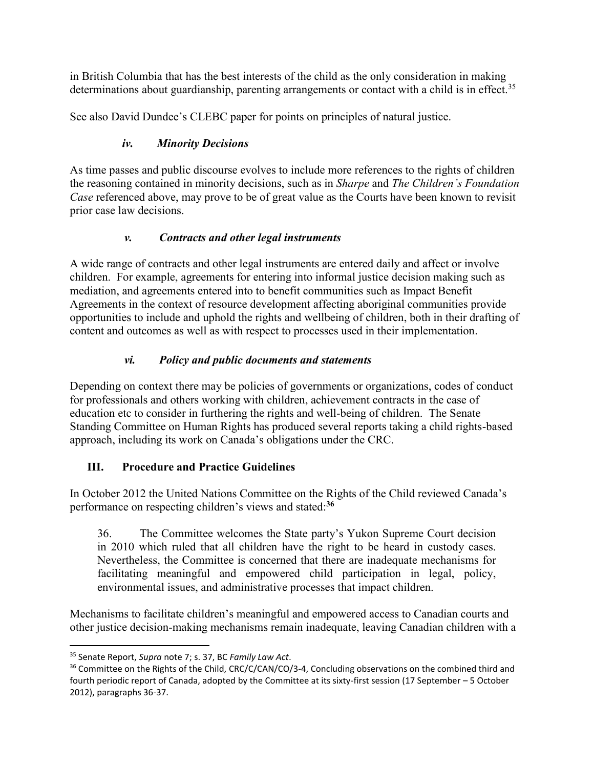in British Columbia that has the best interests of the child as the only consideration in making determinations about guardianship, parenting arrangements or contact with a child is in effect.[35]

See also David Dundee's CLEBC paper for points on principles of natural justice.

### *iv. Minority Decisions*

As time passes and public discourse evolves to include more references to the rights of children the reasoning contained in minority decisions, such as in *Sharpe* and *The Children's Foundation Case* referenced above, may prove to be of great value as the Courts have been known to revisit prior case law decisions.

### *v. Contracts and other legal instruments*

A wide range of contracts and other legal instruments are entered daily and affect or involve children. For example, agreements for entering into informal justice decision making such as mediation, and agreements entered into to benefit communities such as Impact Benefit Agreements in the context of resource development affecting aboriginal communities provide opportunities to include and uphold the rights and wellbeing of children, both in their drafting of content and outcomes as well as with respect to processes used in their implementation.

### *vi. Policy and public documents and statements*

Depending on context there may be policies of governments or organizations, codes of conduct for professionals and others working with children, achievement contracts in the case of education etc to consider in furthering the rights and well-being of children. The Senate Standing Committee on Human Rights has produced several reports taking a child rights-based approach, including its work on Canada's obligations under the CRC.

## III. Procedure and Practice Guidelines

In October 2012 the United Nations Committee on the Rights of the Child reviewed Canada's performance on respecting children's views and stated:[36]

> 36. The Committee welcomes the State party's Yukon Supreme Court decision in 2010 which ruled that all children have the right to be heard in custody cases. Nevertheless, the Committee is concerned that there are inadequate mechanisms for facilitating meaningful and empowered child participation in legal, policy, environmental issues, and administrative processes that impact children.

Mechanisms to facilitate children's meaningful and empowered access to Canadian courts and other justice decision-making mechanisms remain inadequate, leaving Canadian children with a

---

[35] Senate Report, *Supra* note 7; s. 37, BC *Family Law Act*.

[36] Committee on the Rights of the Child, CRC/C/CAN/CO/3-4, Concluding observations on the combined third and fourth periodic report of Canada, adopted by the Committee at its sixty-first session (17 September – 5 October 2012), paragraphs 36-37.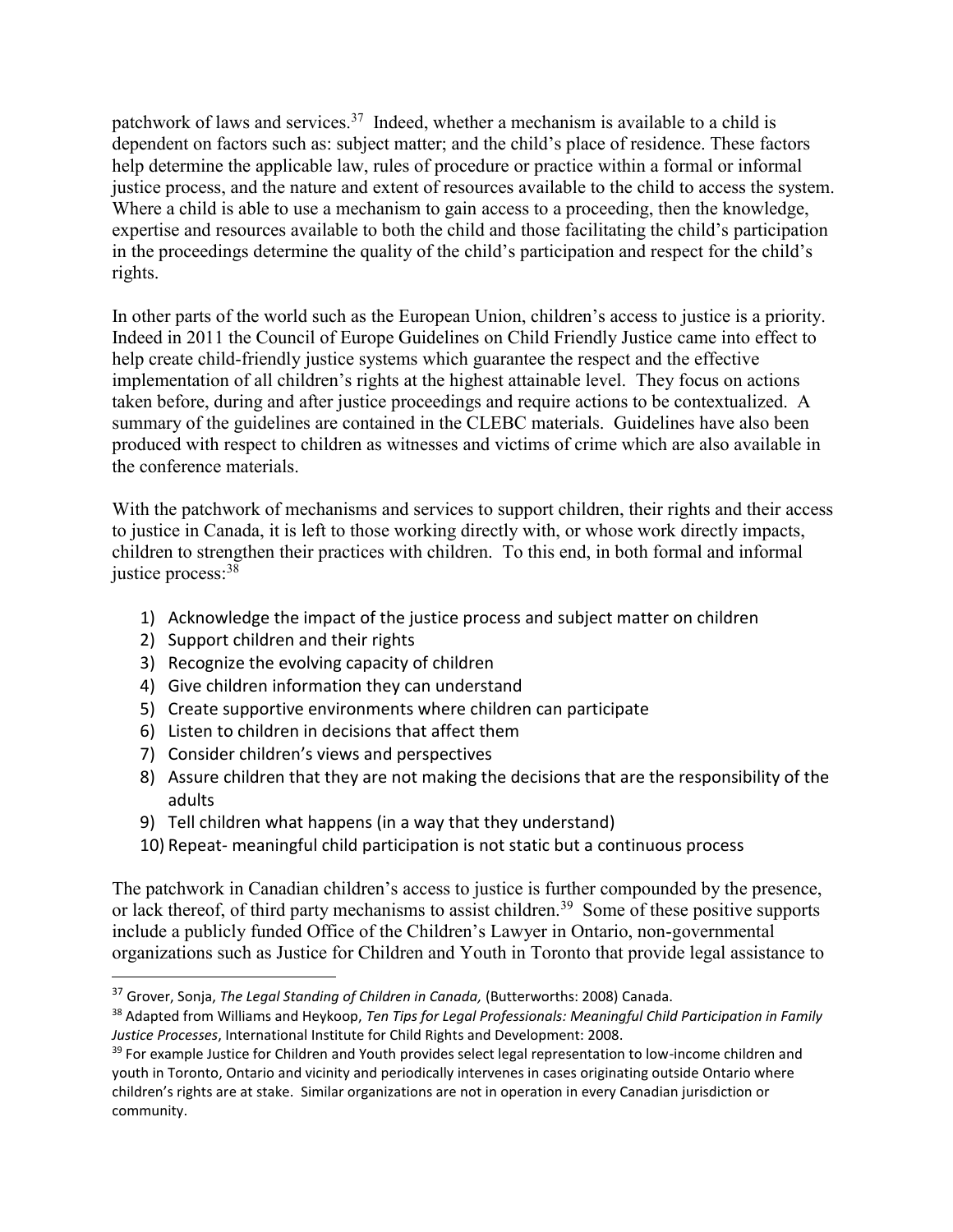patchwork of laws and services.[37] Indeed, whether a mechanism is available to a child is dependent on factors such as: subject matter; and the child's place of residence. These factors help determine the applicable law, rules of procedure or practice within a formal or informal justice process, and the nature and extent of resources available to the child to access the system. Where a child is able to use a mechanism to gain access to a proceeding, then the knowledge, expertise and resources available to both the child and those facilitating the child's participation in the proceedings determine the quality of the child's participation and respect for the child's rights.

In other parts of the world such as the European Union, children's access to justice is a priority. Indeed in 2011 the Council of Europe Guidelines on Child Friendly Justice came into effect to help create child-friendly justice systems which guarantee the respect and the effective implementation of all children's rights at the highest attainable level. They focus on actions taken before, during and after justice proceedings and require actions to be contextualized. A summary of the guidelines are contained in the CLEBC materials. Guidelines have also been produced with respect to children as witnesses and victims of crime which are also available in the conference materials.

With the patchwork of mechanisms and services to support children, their rights and their access to justice in Canada, it is left to those working directly with, or whose work directly impacts, children to strengthen their practices with children. To this end, in both formal and informal justice process:[38]

1) Acknowledge the impact of the justice process and subject matter on children
2) Support children and their rights
3) Recognize the evolving capacity of children
4) Give children information they can understand
5) Create supportive environments where children can participate
6) Listen to children in decisions that affect them
7) Consider children's views and perspectives
8) Assure children that they are not making the decisions that are the responsibility of the adults
9) Tell children what happens (in a way that they understand)
10) Repeat- meaningful child participation is not static but a continuous process

The patchwork in Canadian children's access to justice is further compounded by the presence, or lack thereof, of third party mechanisms to assist children.[39] Some of these positive supports include a publicly funded Office of the Children's Lawyer in Ontario, non-governmental organizations such as Justice for Children and Youth in Toronto that provide legal assistance to

---

[37] Grover, Sonja, *The Legal Standing of Children in Canada,* (Butterworths: 2008) Canada.

[38] Adapted from Williams and Heykoop, *Ten Tips for Legal Professionals: Meaningful Child Participation in Family Justice Processes*, International Institute for Child Rights and Development: 2008.

[39] For example Justice for Children and Youth provides select legal representation to low-income children and youth in Toronto, Ontario and vicinity and periodically intervenes in cases originating outside Ontario where children's rights are at stake. Similar organizations are not in operation in every Canadian jurisdiction or community.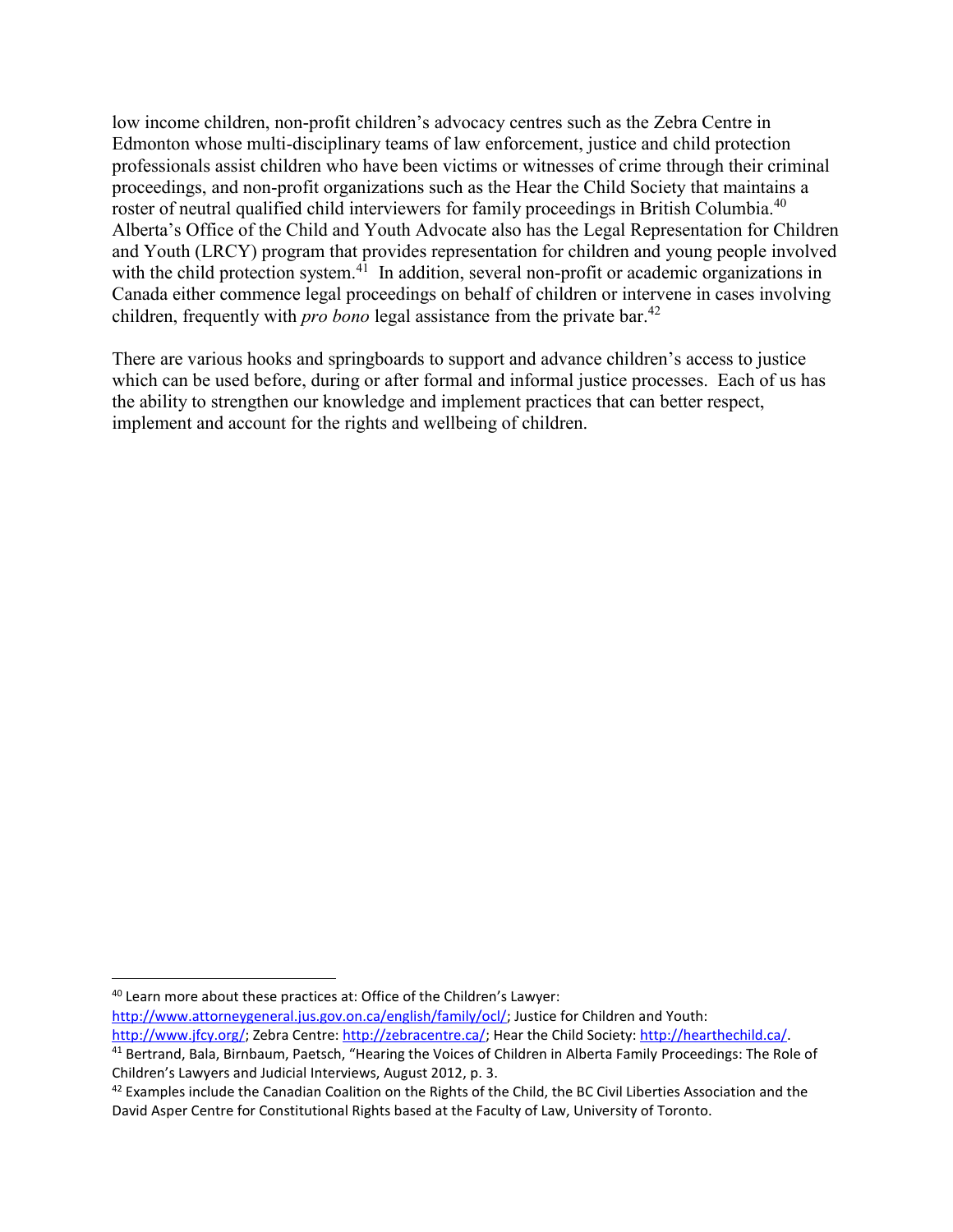low income children, non-profit children's advocacy centres such as the Zebra Centre in Edmonton whose multi-disciplinary teams of law enforcement, justice and child protection professionals assist children who have been victims or witnesses of crime through their criminal proceedings, and non-profit organizations such as the Hear the Child Society that maintains a roster of neutral qualified child interviewers for family proceedings in British Columbia.[40] Alberta's Office of the Child and Youth Advocate also has the Legal Representation for Children and Youth (LRCY) program that provides representation for children and young people involved with the child protection system.[41] In addition, several non-profit or academic organizations in Canada either commence legal proceedings on behalf of children or intervene in cases involving children, frequently with *pro bono* legal assistance from the private bar.[42]

There are various hooks and springboards to support and advance children's access to justice which can be used before, during or after formal and informal justice processes. Each of us has the ability to strengthen our knowledge and implement practices that can better respect, implement and account for the rights and wellbeing of children.

---

[40] Learn more about these practices at: Office of the Children's Lawyer: http://www.attorneygeneral.jus.gov.on.ca/english/family/ocl/; Justice for Children and Youth: http://www.jfcy.org/; Zebra Centre: http://zebracentre.ca/; Hear the Child Society: http://hearthechild.ca/.

[41] Bertrand, Bala, Birnbaum, Paetsch, "Hearing the Voices of Children in Alberta Family Proceedings: The Role of Children's Lawyers and Judicial Interviews, August 2012, p. 3.

[42] Examples include the Canadian Coalition on the Rights of the Child, the BC Civil Liberties Association and the David Asper Centre for Constitutional Rights based at the Faculty of Law, University of Toronto.